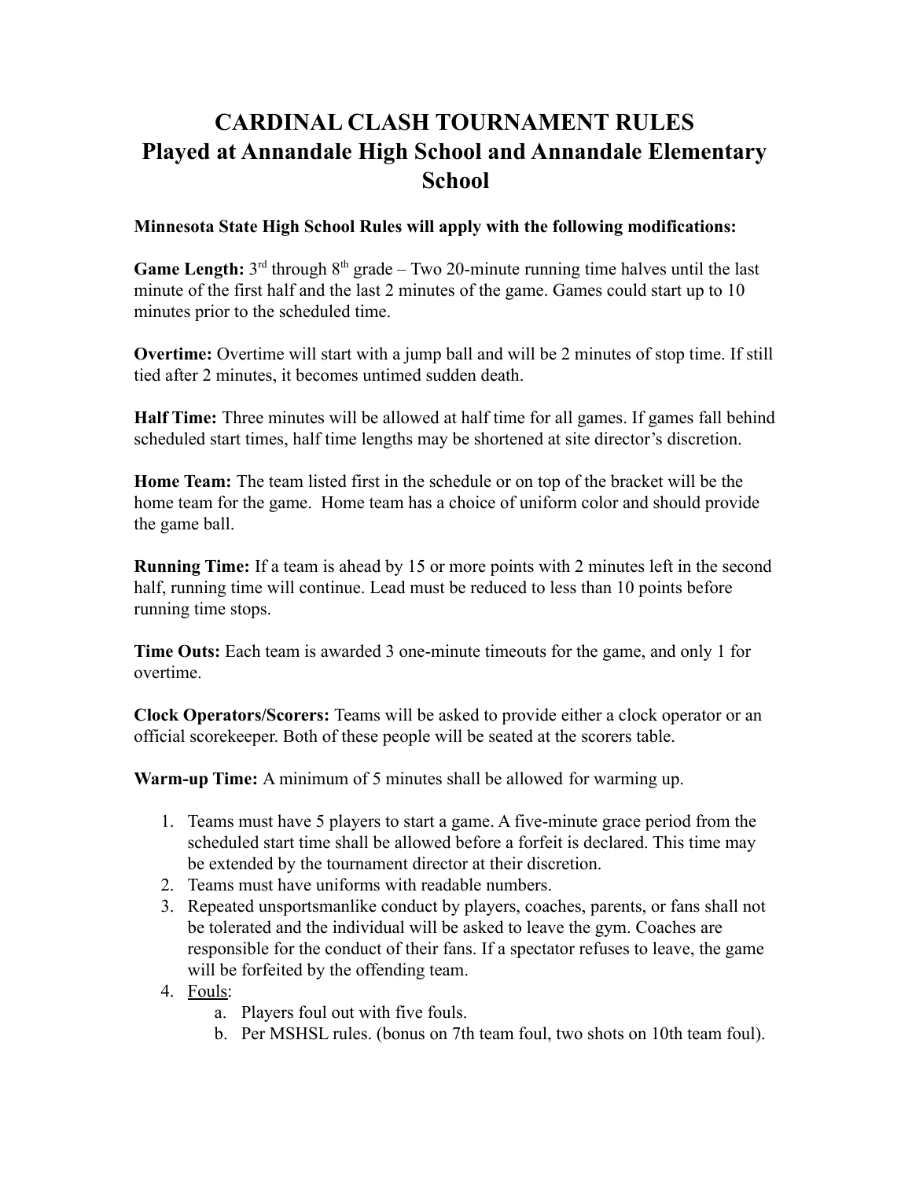# CARDINAL CLASH TOURNAMENT RULES
# Played at Annandale High School and Annandale Elementary School

**Minnesota State High School Rules will apply with the following modifications:**

**Game Length:** 3rd through 8th grade – Two 20-minute running time halves until the last minute of the first half and the last 2 minutes of the game. Games could start up to 10 minutes prior to the scheduled time.

**Overtime:** Overtime will start with a jump ball and will be 2 minutes of stop time. If still tied after 2 minutes, it becomes untimed sudden death.

**Half Time:** Three minutes will be allowed at half time for all games. If games fall behind scheduled start times, half time lengths may be shortened at site director's discretion.

**Home Team:** The team listed first in the schedule or on top of the bracket will be the home team for the game. Home team has a choice of uniform color and should provide the game ball.

**Running Time:** If a team is ahead by 15 or more points with 2 minutes left in the second half, running time will continue. Lead must be reduced to less than 10 points before running time stops.

**Time Outs:** Each team is awarded 3 one-minute timeouts for the game, and only 1 for overtime.

**Clock Operators/Scorers:** Teams will be asked to provide either a clock operator or an official scorekeeper. Both of these people will be seated at the scorers table.

**Warm-up Time:** A minimum of 5 minutes shall be allowed for warming up.

1. Teams must have 5 players to start a game. A five-minute grace period from the scheduled start time shall be allowed before a forfeit is declared. This time may be extended by the tournament director at their discretion.
2. Teams must have uniforms with readable numbers.
3. Repeated unsportsmanlike conduct by players, coaches, parents, or fans shall not be tolerated and the individual will be asked to leave the gym. Coaches are responsible for the conduct of their fans. If a spectator refuses to leave, the game will be forfeited by the offending team.
4. Fouls:
    a. Players foul out with five fouls.
    b. Per MSHSL rules. (bonus on 7th team foul, two shots on 10th team foul).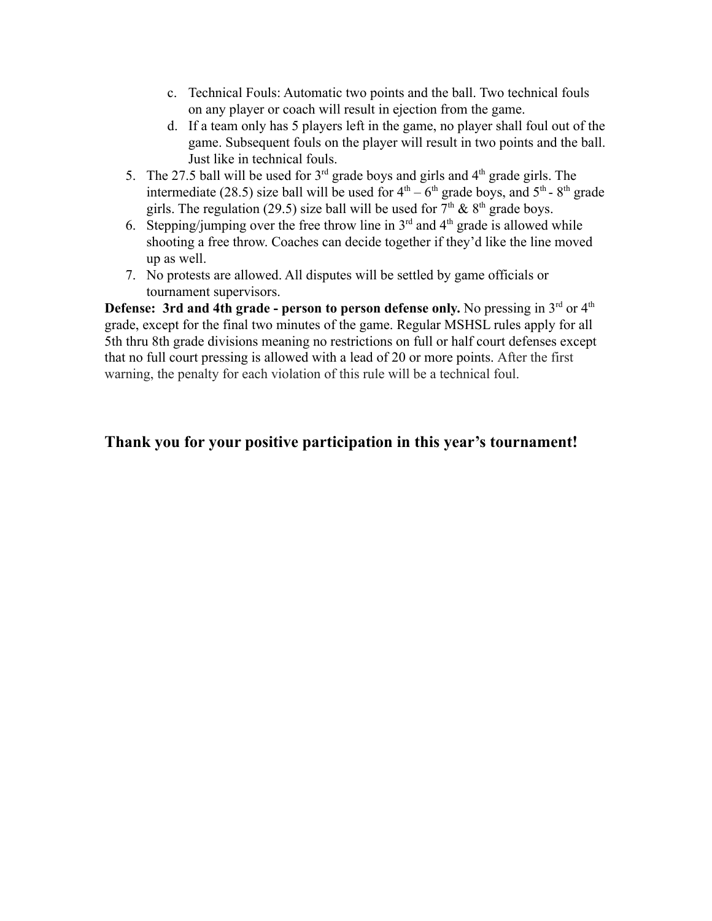c. Technical Fouls: Automatic two points and the ball. Two technical fouls on any player or coach will result in ejection from the game.
   d. If a team only has 5 players left in the game, no player shall foul out of the game. Subsequent fouls on the player will result in two points and the ball. Just like in technical fouls.

5. The 27.5 ball will be used for 3rd grade boys and girls and 4th grade girls. The intermediate (28.5) size ball will be used for 4th – 6th grade boys, and 5th - 8th grade girls. The regulation (29.5) size ball will be used for 7th & 8th grade boys.
6. Stepping/jumping over the free throw line in 3rd and 4th grade is allowed while shooting a free throw. Coaches can decide together if they'd like the line moved up as well.
7. No protests are allowed. All disputes will be settled by game officials or tournament supervisors.

**Defense: 3rd and 4th grade - person to person defense only.** No pressing in 3rd or 4th grade, except for the final two minutes of the game. Regular MSHSL rules apply for all 5th thru 8th grade divisions meaning no restrictions on full or half court defenses except that no full court pressing is allowed with a lead of 20 or more points. After the first warning, the penalty for each violation of this rule will be a technical foul.

## Thank you for your positive participation in this year's tournament!